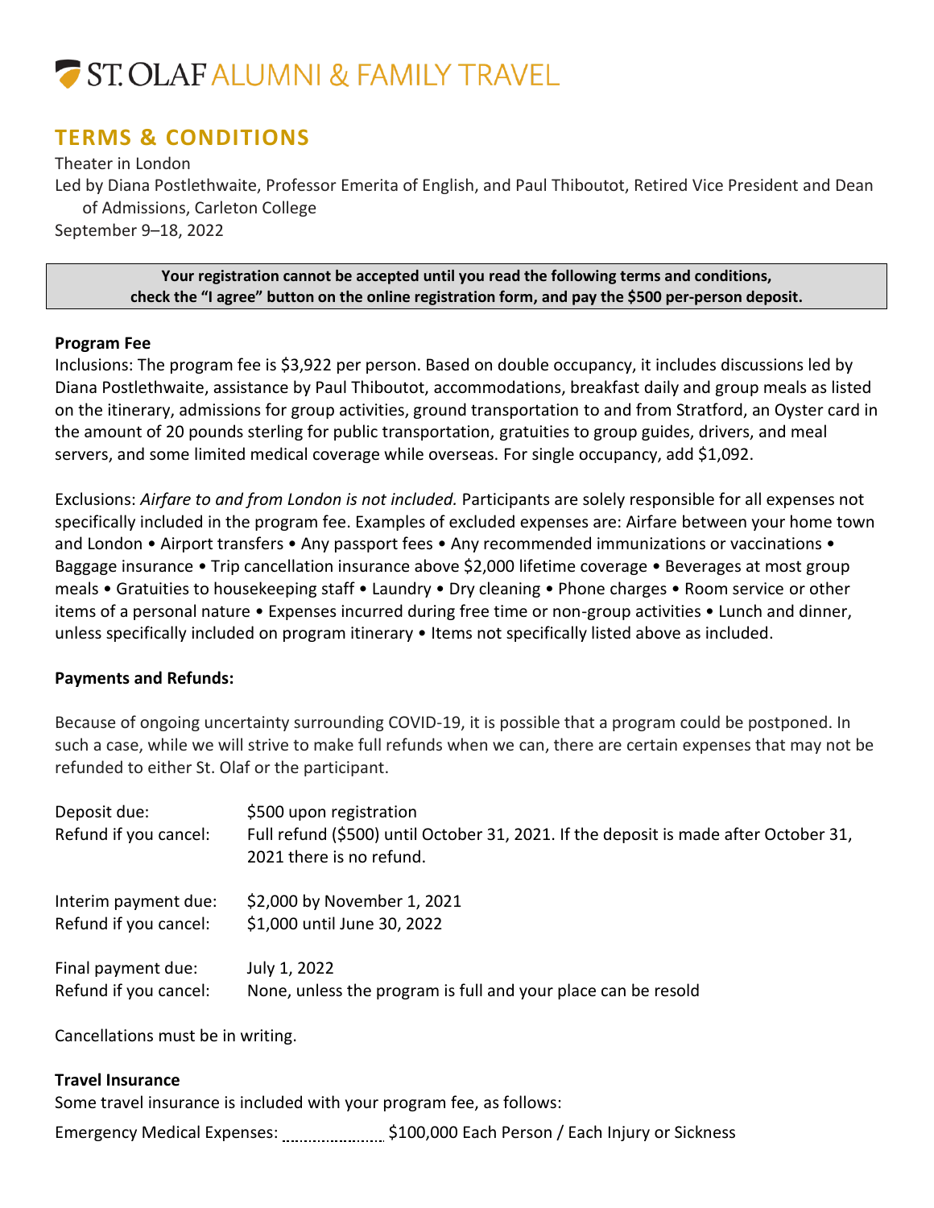# ST. OLAF ALUMNI & FAMILY TRAVEL

## TERMS & CONDITIONS

Theater in London

Led by Diana Postlethwaite, Professor Emerita of English, and Paul Thiboutot, Retired Vice President and Dean of Admissions, Carleton College

September 9–18, 2022

**Your registration cannot be accepted until you read the following terms and conditions, check the "I agree" button on the online registration form, and pay the $500 per-person deposit.**

### Program Fee

Inclusions: The program fee is $3,922 per person. Based on double occupancy, it includes discussions led by Diana Postlethwaite, assistance by Paul Thiboutot, accommodations, breakfast daily and group meals as listed on the itinerary, admissions for group activities, ground transportation to and from Stratford, an Oyster card in the amount of 20 pounds sterling for public transportation, gratuities to group guides, drivers, and meal servers, and some limited medical coverage while overseas. For single occupancy, add $1,092.

Exclusions: *Airfare to and from London is not included.* Participants are solely responsible for all expenses not specifically included in the program fee. Examples of excluded expenses are: Airfare between your home town and London • Airport transfers • Any passport fees • Any recommended immunizations or vaccinations • Baggage insurance • Trip cancellation insurance above $2,000 lifetime coverage • Beverages at most group meals • Gratuities to housekeeping staff • Laundry • Dry cleaning • Phone charges • Room service or other items of a personal nature • Expenses incurred during free time or non-group activities • Lunch and dinner, unless specifically included on program itinerary • Items not specifically listed above as included.

### Payments and Refunds:

Because of ongoing uncertainty surrounding COVID-19, it is possible that a program could be postponed. In such a case, while we will strive to make full refunds when we can, there are certain expenses that may not be refunded to either St. Olaf or the participant.

Deposit due: $500 upon registration
Refund if you cancel: Full refund ($500) until October 31, 2021. If the deposit is made after October 31, 2021 there is no refund.

Interim payment due: $2,000 by November 1, 2021
Refund if you cancel: $1,000 until June 30, 2022

Final payment due: July 1, 2022
Refund if you cancel: None, unless the program is full and your place can be resold

Cancellations must be in writing.

### Travel Insurance

Some travel insurance is included with your program fee, as follows:

Emergency Medical Expenses: ........................ $100,000 Each Person / Each Injury or Sickness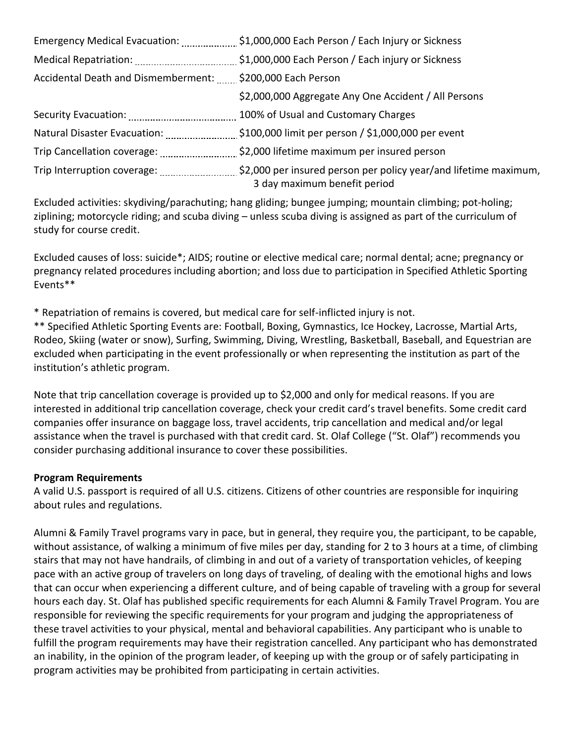| | |
|---|---|
| Emergency Medical Evacuation: | $1,000,000 Each Person / Each Injury or Sickness |
| Medical Repatriation: | $1,000,000 Each Person / Each injury or Sickness |
| Accidental Death and Dismemberment: | $200,000 Each Person |
| | $2,000,000 Aggregate Any One Accident / All Persons |
| Security Evacuation: | 100% of Usual and Customary Charges |
| Natural Disaster Evacuation: | $100,000 limit per person / $1,000,000 per event |
| Trip Cancellation coverage: | $2,000 lifetime maximum per insured person |
| Trip Interruption coverage: | $2,000 per insured person per policy year/and lifetime maximum, 3 day maximum benefit period |

Excluded activities: skydiving/parachuting; hang gliding; bungee jumping; mountain climbing; pot-holing; ziplining; motorcycle riding; and scuba diving – unless scuba diving is assigned as part of the curriculum of study for course credit.

Excluded causes of loss: suicide*; AIDS; routine or elective medical care; normal dental; acne; pregnancy or pregnancy related procedures including abortion; and loss due to participation in Specified Athletic Sporting Events**

* Repatriation of remains is covered, but medical care for self-inflicted injury is not.
** Specified Athletic Sporting Events are: Football, Boxing, Gymnastics, Ice Hockey, Lacrosse, Martial Arts, Rodeo, Skiing (water or snow), Surfing, Swimming, Diving, Wrestling, Basketball, Baseball, and Equestrian are excluded when participating in the event professionally or when representing the institution as part of the institution's athletic program.

Note that trip cancellation coverage is provided up to $2,000 and only for medical reasons. If you are interested in additional trip cancellation coverage, check your credit card's travel benefits. Some credit card companies offer insurance on baggage loss, travel accidents, trip cancellation and medical and/or legal assistance when the travel is purchased with that credit card. St. Olaf College ("St. Olaf") recommends you consider purchasing additional insurance to cover these possibilities.

**Program Requirements**

A valid U.S. passport is required of all U.S. citizens. Citizens of other countries are responsible for inquiring about rules and regulations.

Alumni & Family Travel programs vary in pace, but in general, they require you, the participant, to be capable, without assistance, of walking a minimum of five miles per day, standing for 2 to 3 hours at a time, of climbing stairs that may not have handrails, of climbing in and out of a variety of transportation vehicles, of keeping pace with an active group of travelers on long days of traveling, of dealing with the emotional highs and lows that can occur when experiencing a different culture, and of being capable of traveling with a group for several hours each day. St. Olaf has published specific requirements for each Alumni & Family Travel Program. You are responsible for reviewing the specific requirements for your program and judging the appropriateness of these travel activities to your physical, mental and behavioral capabilities. Any participant who is unable to fulfill the program requirements may have their registration cancelled. Any participant who has demonstrated an inability, in the opinion of the program leader, of keeping up with the group or of safely participating in program activities may be prohibited from participating in certain activities.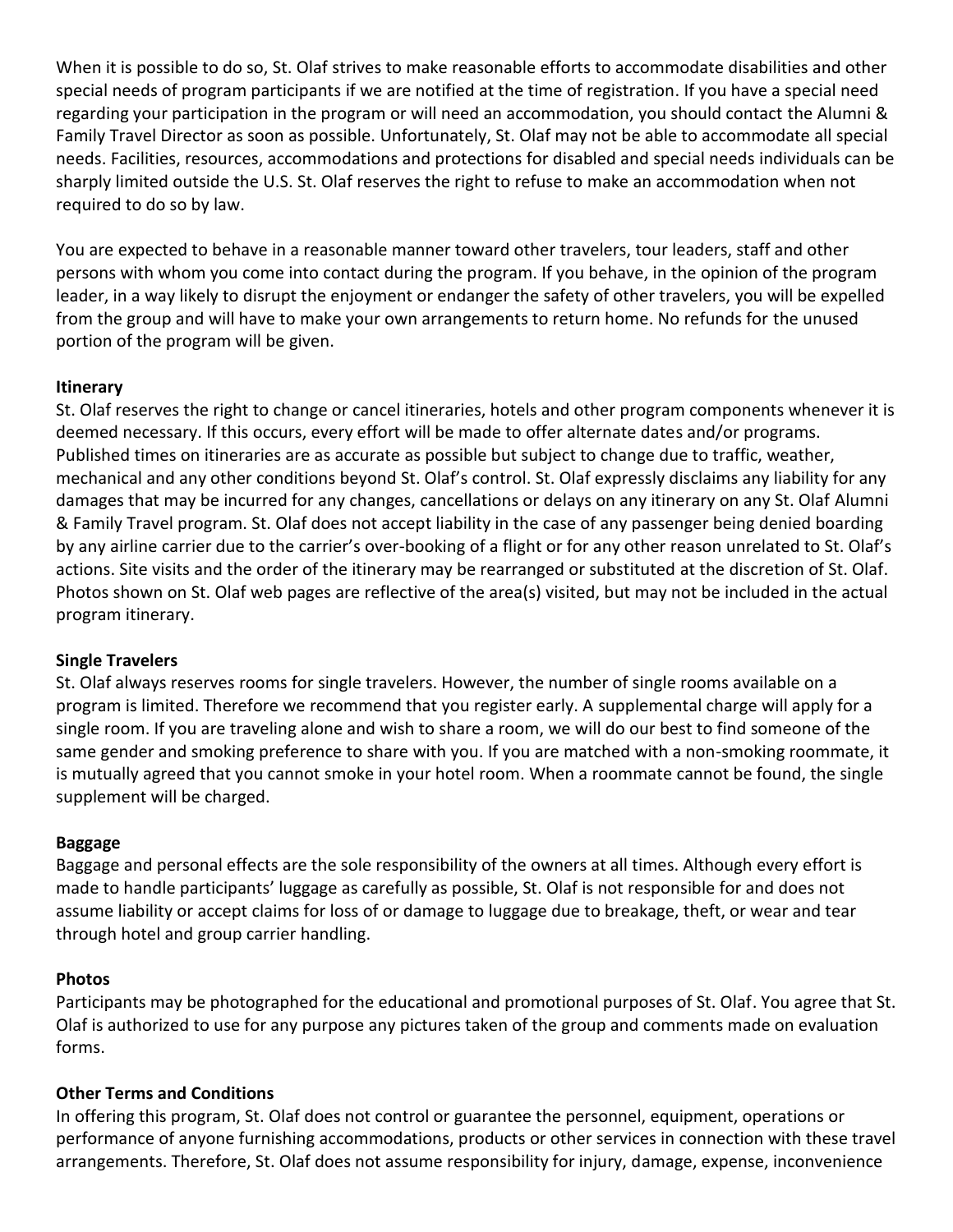When it is possible to do so, St. Olaf strives to make reasonable efforts to accommodate disabilities and other special needs of program participants if we are notified at the time of registration. If you have a special need regarding your participation in the program or will need an accommodation, you should contact the Alumni & Family Travel Director as soon as possible. Unfortunately, St. Olaf may not be able to accommodate all special needs. Facilities, resources, accommodations and protections for disabled and special needs individuals can be sharply limited outside the U.S. St. Olaf reserves the right to refuse to make an accommodation when not required to do so by law.

You are expected to behave in a reasonable manner toward other travelers, tour leaders, staff and other persons with whom you come into contact during the program. If you behave, in the opinion of the program leader, in a way likely to disrupt the enjoyment or endanger the safety of other travelers, you will be expelled from the group and will have to make your own arrangements to return home. No refunds for the unused portion of the program will be given.

**Itinerary**
St. Olaf reserves the right to change or cancel itineraries, hotels and other program components whenever it is deemed necessary. If this occurs, every effort will be made to offer alternate dates and/or programs. Published times on itineraries are as accurate as possible but subject to change due to traffic, weather, mechanical and any other conditions beyond St. Olaf's control. St. Olaf expressly disclaims any liability for any damages that may be incurred for any changes, cancellations or delays on any itinerary on any St. Olaf Alumni & Family Travel program. St. Olaf does not accept liability in the case of any passenger being denied boarding by any airline carrier due to the carrier's over-booking of a flight or for any other reason unrelated to St. Olaf's actions. Site visits and the order of the itinerary may be rearranged or substituted at the discretion of St. Olaf. Photos shown on St. Olaf web pages are reflective of the area(s) visited, but may not be included in the actual program itinerary.

**Single Travelers**
St. Olaf always reserves rooms for single travelers. However, the number of single rooms available on a program is limited. Therefore we recommend that you register early. A supplemental charge will apply for a single room. If you are traveling alone and wish to share a room, we will do our best to find someone of the same gender and smoking preference to share with you. If you are matched with a non-smoking roommate, it is mutually agreed that you cannot smoke in your hotel room. When a roommate cannot be found, the single supplement will be charged.

**Baggage**
Baggage and personal effects are the sole responsibility of the owners at all times. Although every effort is made to handle participants' luggage as carefully as possible, St. Olaf is not responsible for and does not assume liability or accept claims for loss of or damage to luggage due to breakage, theft, or wear and tear through hotel and group carrier handling.

**Photos**
Participants may be photographed for the educational and promotional purposes of St. Olaf. You agree that St. Olaf is authorized to use for any purpose any pictures taken of the group and comments made on evaluation forms.

**Other Terms and Conditions**
In offering this program, St. Olaf does not control or guarantee the personnel, equipment, operations or performance of anyone furnishing accommodations, products or other services in connection with these travel arrangements. Therefore, St. Olaf does not assume responsibility for injury, damage, expense, inconvenience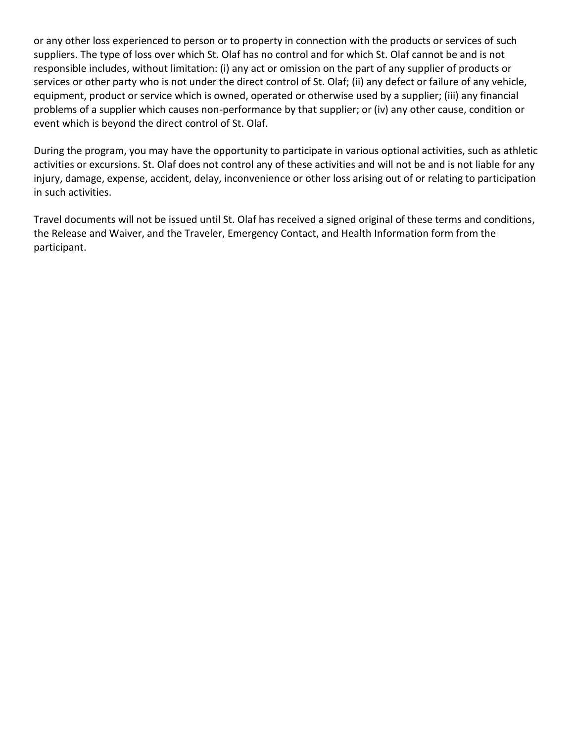or any other loss experienced to person or to property in connection with the products or services of such suppliers. The type of loss over which St. Olaf has no control and for which St. Olaf cannot be and is not responsible includes, without limitation: (i) any act or omission on the part of any supplier of products or services or other party who is not under the direct control of St. Olaf; (ii) any defect or failure of any vehicle, equipment, product or service which is owned, operated or otherwise used by a supplier; (iii) any financial problems of a supplier which causes non-performance by that supplier; or (iv) any other cause, condition or event which is beyond the direct control of St. Olaf.

During the program, you may have the opportunity to participate in various optional activities, such as athletic activities or excursions. St. Olaf does not control any of these activities and will not be and is not liable for any injury, damage, expense, accident, delay, inconvenience or other loss arising out of or relating to participation in such activities.

Travel documents will not be issued until St. Olaf has received a signed original of these terms and conditions, the Release and Waiver, and the Traveler, Emergency Contact, and Health Information form from the participant.